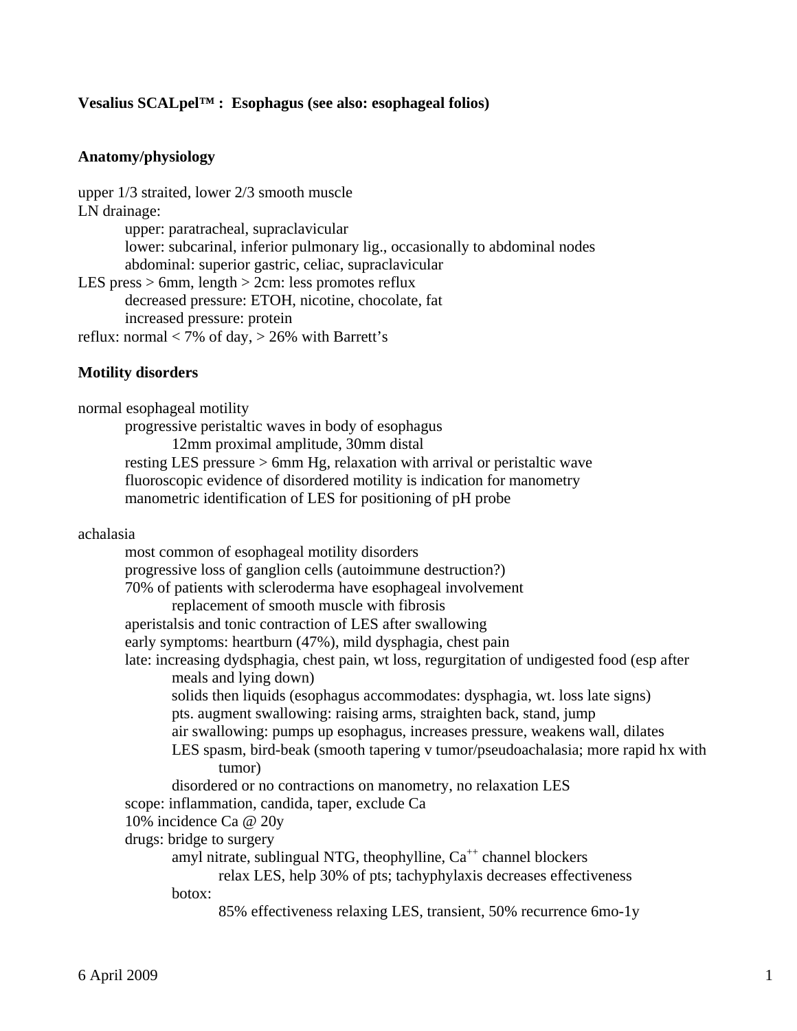**Vesalius SCALpel™ : Esophagus (see also: esophageal folios)**

**Anatomy/physiology**

upper 1/3 straited, lower 2/3 smooth muscle
LN drainage:
- upper: paratracheal, supraclavicular
- lower: subcarinal, inferior pulmonary lig., occasionally to abdominal nodes
- abdominal: superior gastric, celiac, supraclavicular

LES press > 6mm, length > 2cm: less promotes reflux
- decreased pressure: ETOH, nicotine, chocolate, fat
- increased pressure: protein

reflux: normal < 7% of day, > 26% with Barrett's

**Motility disorders**

normal esophageal motility
- progressive peristaltic waves in body of esophagus
  - 12mm proximal amplitude, 30mm distal
- resting LES pressure > 6mm Hg, relaxation with arrival or peristaltic wave
- fluoroscopic evidence of disordered motility is indication for manometry
- manometric identification of LES for positioning of pH probe

achalasia
- most common of esophageal motility disorders
- progressive loss of ganglion cells (autoimmune destruction?)
- 70% of patients with scleroderma have esophageal involvement
  - replacement of smooth muscle with fibrosis
- aperistalsis and tonic contraction of LES after swallowing
- early symptoms: heartburn (47%), mild dysphagia, chest pain
- late: increasing dydsphagia, chest pain, wt loss, regurgitation of undigested food (esp after meals and lying down)
  - solids then liquids (esophagus accommodates: dysphagia, wt. loss late signs)
  - pts. augment swallowing: raising arms, straighten back, stand, jump
  - air swallowing: pumps up esophagus, increases pressure, weakens wall, dilates
  - LES spasm, bird-beak (smooth tapering v tumor/pseudoachalasia; more rapid hx with tumor)
  - disordered or no contractions on manometry, no relaxation LES
- scope: inflammation, candida, taper, exclude Ca
- 10% incidence Ca @ 20y
- drugs: bridge to surgery
  - amyl nitrate, sublingual NTG, theophylline, $Ca^{++}$ channel blockers
    - relax LES, help 30% of pts; tachyphylaxis decreases effectiveness
  - botox:
    - 85% effectiveness relaxing LES, transient, 50% recurrence 6mo-1y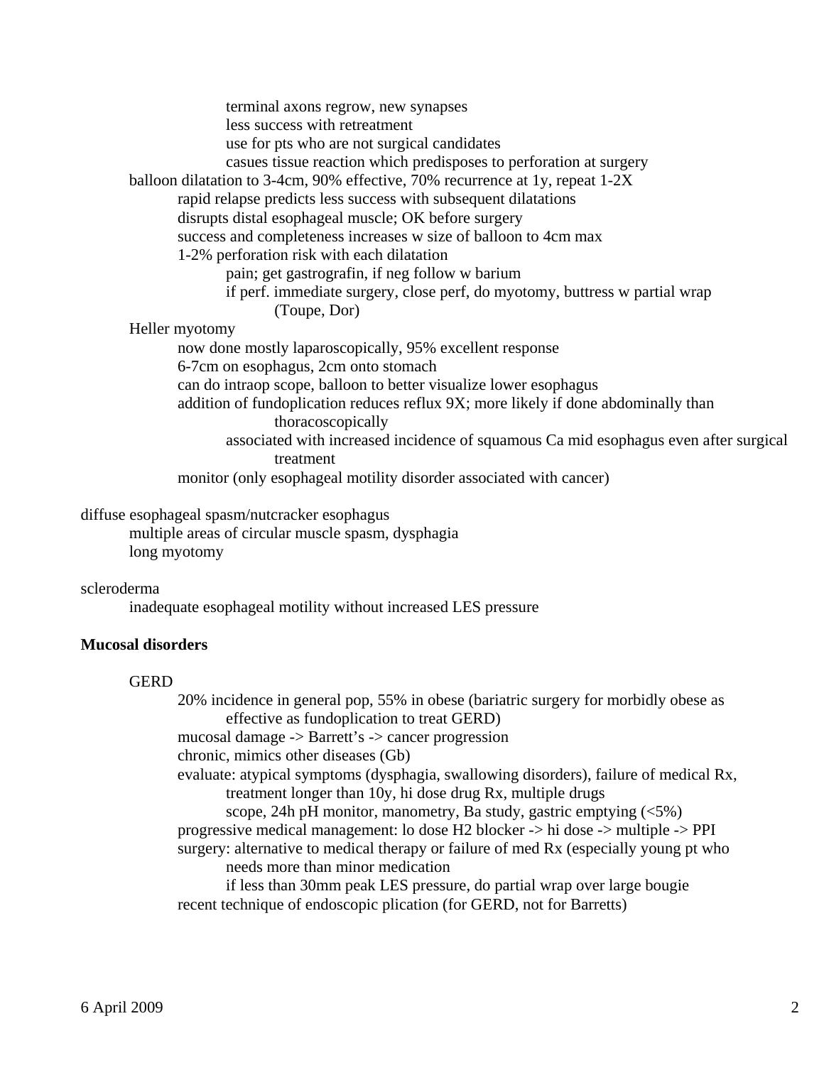- terminal axons regrow, new synapses
- less success with retreatment
- use for pts who are not surgical candidates
- casues tissue reaction which predisposes to perforation at surgery

balloon dilatation to 3-4cm, 90% effective, 70% recurrence at 1y, repeat 1-2X

- rapid relapse predicts less success with subsequent dilatations
- disrupts distal esophageal muscle; OK before surgery
- success and completeness increases w size of balloon to 4cm max
- 1-2% perforation risk with each dilatation
  - pain; get gastrografin, if neg follow w barium
  - if perf. immediate surgery, close perf, do myotomy, buttress w partial wrap (Toupe, Dor)

Heller myotomy

- now done mostly laparoscopically, 95% excellent response
- 6-7cm on esophagus, 2cm onto stomach
- can do intraop scope, balloon to better visualize lower esophagus
- addition of fundoplication reduces reflux 9X; more likely if done abdominally than thoracoscopically
  - associated with increased incidence of squamous Ca mid esophagus even after surgical treatment
- monitor (only esophageal motility disorder associated with cancer)

diffuse esophageal spasm/nutcracker esophagus

- multiple areas of circular muscle spasm, dysphagia
- long myotomy

scleroderma

- inadequate esophageal motility without increased LES pressure

**Mucosal disorders**

GERD

- 20% incidence in general pop, 55% in obese (bariatric surgery for morbidly obese as effective as fundoplication to treat GERD)
- mucosal damage -> Barrett's -> cancer progression
- chronic, mimics other diseases (Gb)
- evaluate: atypical symptoms (dysphagia, swallowing disorders), failure of medical Rx, treatment longer than 10y, hi dose drug Rx, multiple drugs
  - scope, 24h pH monitor, manometry, Ba study, gastric emptying (<5%)
- progressive medical management: lo dose H2 blocker -> hi dose -> multiple -> PPI
- surgery: alternative to medical therapy or failure of med Rx (especially young pt who needs more than minor medication
  - if less than 30mm peak LES pressure, do partial wrap over large bougie
- recent technique of endoscopic plication (for GERD, not for Barretts)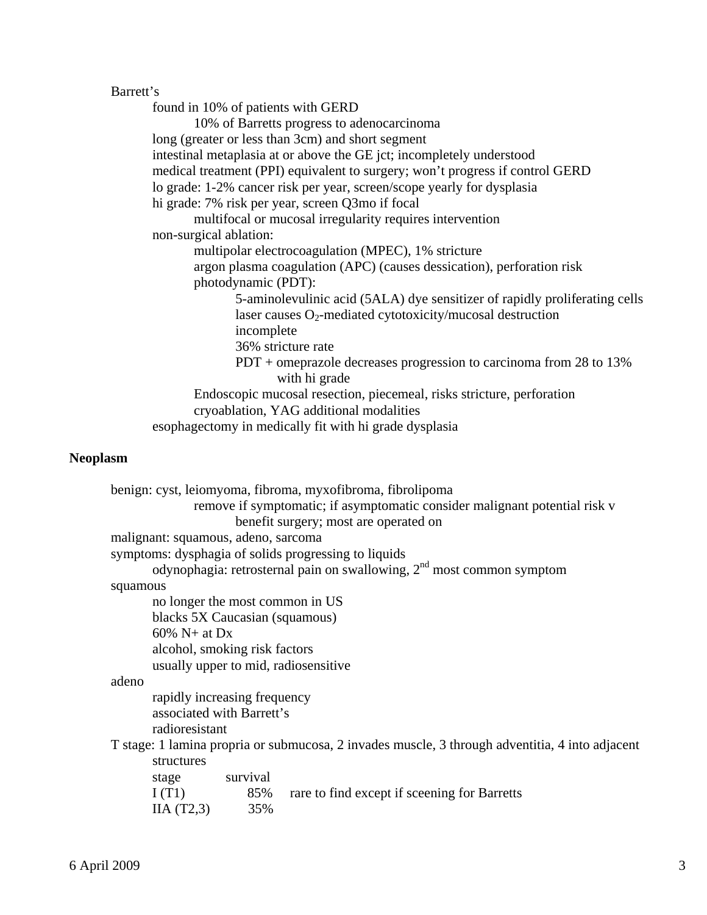Barrett's

- found in 10% of patients with GERD
  - 10% of Barretts progress to adenocarcinoma
- long (greater or less than 3cm) and short segment
- intestinal metaplasia at or above the GE jct; incompletely understood
- medical treatment (PPI) equivalent to surgery; won't progress if control GERD
- lo grade: 1-2% cancer risk per year, screen/scope yearly for dysplasia
- hi grade: 7% risk per year, screen Q3mo if focal
  - multifocal or mucosal irregularity requires intervention
- non-surgical ablation:
  - multipolar electrocoagulation (MPEC), 1% stricture
  - argon plasma coagulation (APC) (causes dessication), perforation risk
  - photodynamic (PDT):
    - 5-aminolevulinic acid (5ALA) dye sensitizer of rapidly proliferating cells
    - laser causes $O_2$-mediated cytotoxicity/mucosal destruction
    - incomplete
    - 36% stricture rate
    - PDT + omeprazole decreases progression to carcinoma from 28 to 13% with hi grade
  - Endoscopic mucosal resection, piecemeal, risks stricture, perforation
  - cryoablation, YAG additional modalities
- esophagectomy in medically fit with hi grade dysplasia

**Neoplasm**

- benign: cyst, leiomyoma, fibroma, myxofibroma, fibrolipoma
  - remove if symptomatic; if asymptomatic consider malignant potential risk v benefit surgery; most are operated on
- malignant: squamous, adeno, sarcoma
- symptoms: dysphagia of solids progressing to liquids
  - odynophagia: retrosternal pain on swallowing, 2nd most common symptom
- squamous
  - no longer the most common in US
  - blacks 5X Caucasian (squamous)
  - 60% N+ at Dx
  - alcohol, smoking risk factors
  - usually upper to mid, radiosensitive
- adeno
  - rapidly increasing frequency
  - associated with Barrett's
  - radioresistant
- T stage: 1 lamina propria or submucosa, 2 invades muscle, 3 through adventitia, 4 into adjacent structures

| stage | survival | |
|---|---|---|
| I (T1) | 85% | rare to find except if sceening for Barretts |
| IIA (T2,3) | 35% | |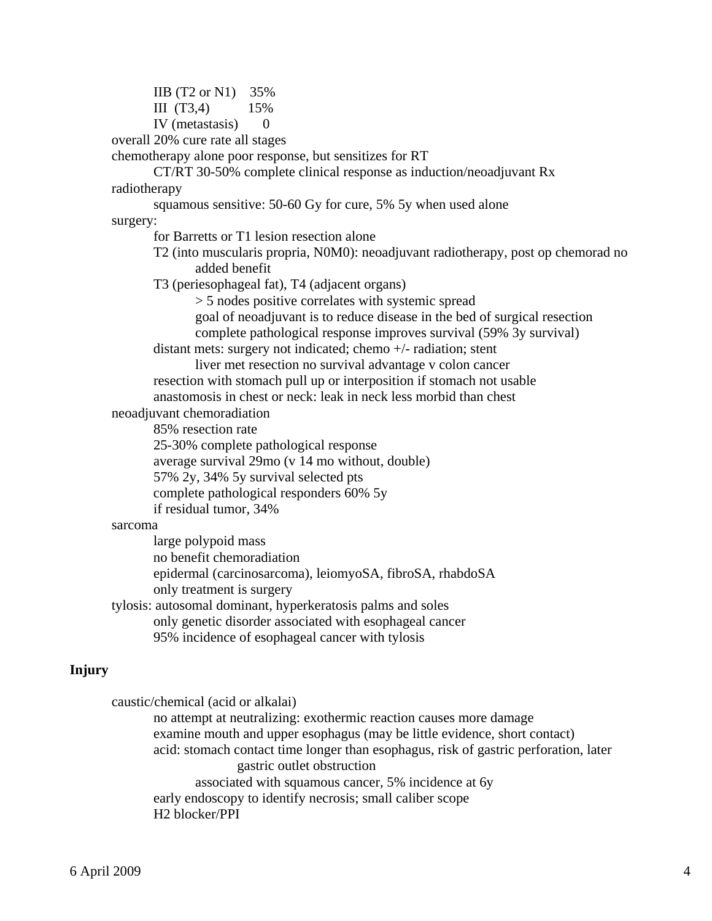- IIB (T2 or N1)    35%
- III  (T3,4)    15%
- IV (metastasis)    0

overall 20% cure rate all stages

chemotherapy alone poor response, but sensitizes for RT

- CT/RT 30-50% complete clinical response as induction/neoadjuvant Rx

radiotherapy

- squamous sensitive: 50-60 Gy for cure, 5% 5y when used alone

surgery:

- for Barretts or T1 lesion resection alone
- T2 (into muscularis propria, N0M0): neoadjuvant radiotherapy, post op chemorad no added benefit
- T3 (periesophageal fat), T4 (adjacent organs)
  - > 5 nodes positive correlates with systemic spread
  - goal of neoadjuvant is to reduce disease in the bed of surgical resection
  - complete pathological response improves survival (59% 3y survival)
- distant mets: surgery not indicated; chemo +/- radiation; stent
  - liver met resection no survival advantage v colon cancer
- resection with stomach pull up or interposition if stomach not usable
- anastomosis in chest or neck: leak in neck less morbid than chest

neoadjuvant chemoradiation

- 85% resection rate
- 25-30% complete pathological response
- average survival 29mo (v 14 mo without, double)
- 57% 2y, 34% 5y survival selected pts
- complete pathological responders 60% 5y
- if residual tumor, 34%

sarcoma

- large polypoid mass
- no benefit chemoradiation
- epidermal (carcinosarcoma), leiomyoSA, fibroSA, rhabdoSA
- only treatment is surgery

tylosis: autosomal dominant, hyperkeratosis palms and soles

- only genetic disorder associated with esophageal cancer
- 95% incidence of esophageal cancer with tylosis

**Injury**

caustic/chemical (acid or alkalai)

- no attempt at neutralizing: exothermic reaction causes more damage
- examine mouth and upper esophagus (may be little evidence, short contact)
- acid: stomach contact time longer than esophagus, risk of gastric perforation, later gastric outlet obstruction
  - associated with squamous cancer, 5% incidence at 6y
- early endoscopy to identify necrosis; small caliber scope
- H2 blocker/PPI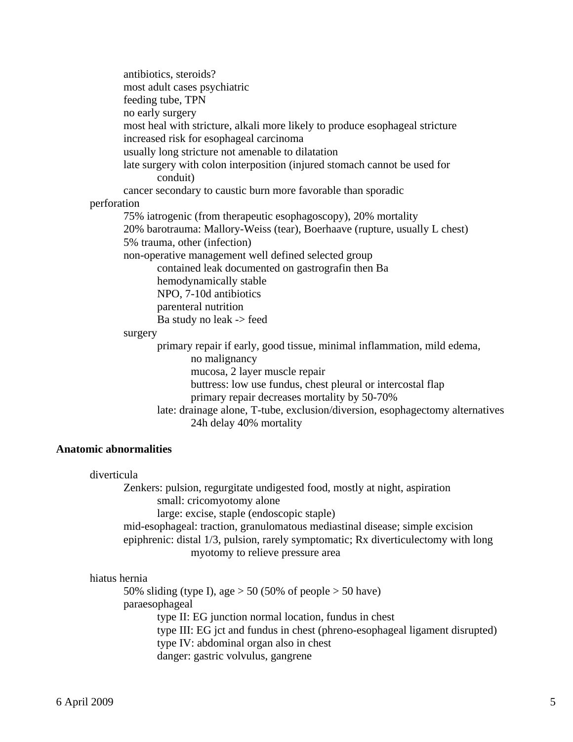- antibiotics, steroids?
- most adult cases psychiatric
- feeding tube, TPN
- no early surgery
- most heal with stricture, alkali more likely to produce esophageal stricture
- increased risk for esophageal carcinoma
- usually long stricture not amenable to dilatation
- late surgery with colon interposition (injured stomach cannot be used for conduit)
- cancer secondary to caustic burn more favorable than sporadic

perforation

- 75% iatrogenic (from therapeutic esophagoscopy), 20% mortality
- 20% barotrauma: Mallory-Weiss (tear), Boerhaave (rupture, usually L chest)
- 5% trauma, other (infection)
- non-operative management well defined selected group
  - contained leak documented on gastrografin then Ba
  - hemodynamically stable
  - NPO, 7-10d antibiotics
  - parenteral nutrition
  - Ba study no leak -> feed
- surgery
  - primary repair if early, good tissue, minimal inflammation, mild edema, no malignancy
    - mucosa, 2 layer muscle repair
    - buttress: low use fundus, chest pleural or intercostal flap
    - primary repair decreases mortality by 50-70%
  - late: drainage alone, T-tube, exclusion/diversion, esophagectomy alternatives
    - 24h delay 40% mortality

**Anatomic abnormalities**

diverticula

- Zenkers: pulsion, regurgitate undigested food, mostly at night, aspiration
  - small: cricomyotomy alone
  - large: excise, staple (endoscopic staple)
- mid-esophageal: traction, granulomatous mediastinal disease; simple excision
- epiphrenic: distal 1/3, pulsion, rarely symptomatic; Rx diverticulectomy with long myotomy to relieve pressure area

hiatus hernia

- 50% sliding (type I), age > 50 (50% of people > 50 have)
- paraesophageal
  - type II: EG junction normal location, fundus in chest
  - type III: EG jct and fundus in chest (phreno-esophageal ligament disrupted)
  - type IV: abdominal organ also in chest
  - danger: gastric volvulus, gangrene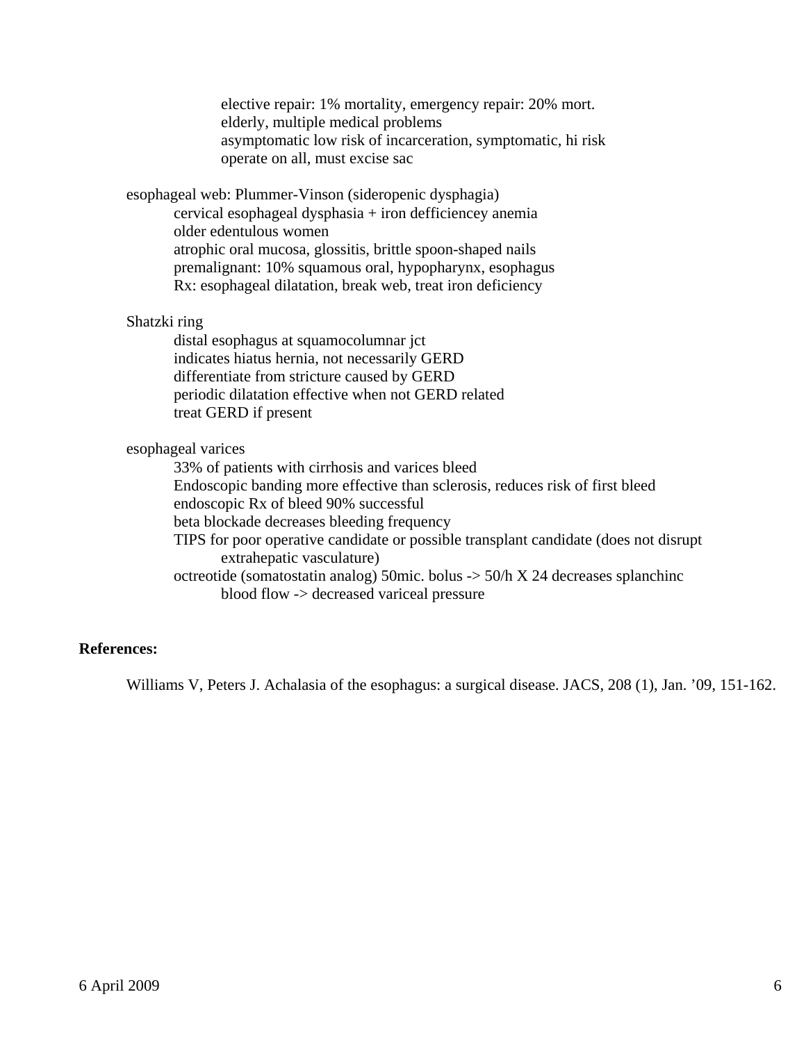- elective repair: 1% mortality, emergency repair: 20% mort.
- elderly, multiple medical problems
- asymptomatic low risk of incarceration, symptomatic, hi risk
- operate on all, must excise sac

esophageal web: Plummer-Vinson (sideropenic dysphagia)

- cervical esophageal dysphasia + iron defficiencey anemia
- older edentulous women
- atrophic oral mucosa, glossitis, brittle spoon-shaped nails
- premalignant: 10% squamous oral, hypopharynx, esophagus
- Rx: esophageal dilatation, break web, treat iron deficiency

Shatzki ring

- distal esophagus at squamocolumnar jct
- indicates hiatus hernia, not necessarily GERD
- differentiate from stricture caused by GERD
- periodic dilatation effective when not GERD related
- treat GERD if present

esophageal varices

- 33% of patients with cirrhosis and varices bleed
- Endoscopic banding more effective than sclerosis, reduces risk of first bleed
- endoscopic Rx of bleed 90% successful
- beta blockade decreases bleeding frequency
- TIPS for poor operative candidate or possible transplant candidate (does not disrupt extrahepatic vasculature)
- octreotide (somatostatin analog) 50mic. bolus -> 50/h X 24 decreases splanchinc blood flow -> decreased variceal pressure

**References:**

Williams V, Peters J. Achalasia of the esophagus: a surgical disease. JACS, 208 (1), Jan. '09, 151-162.